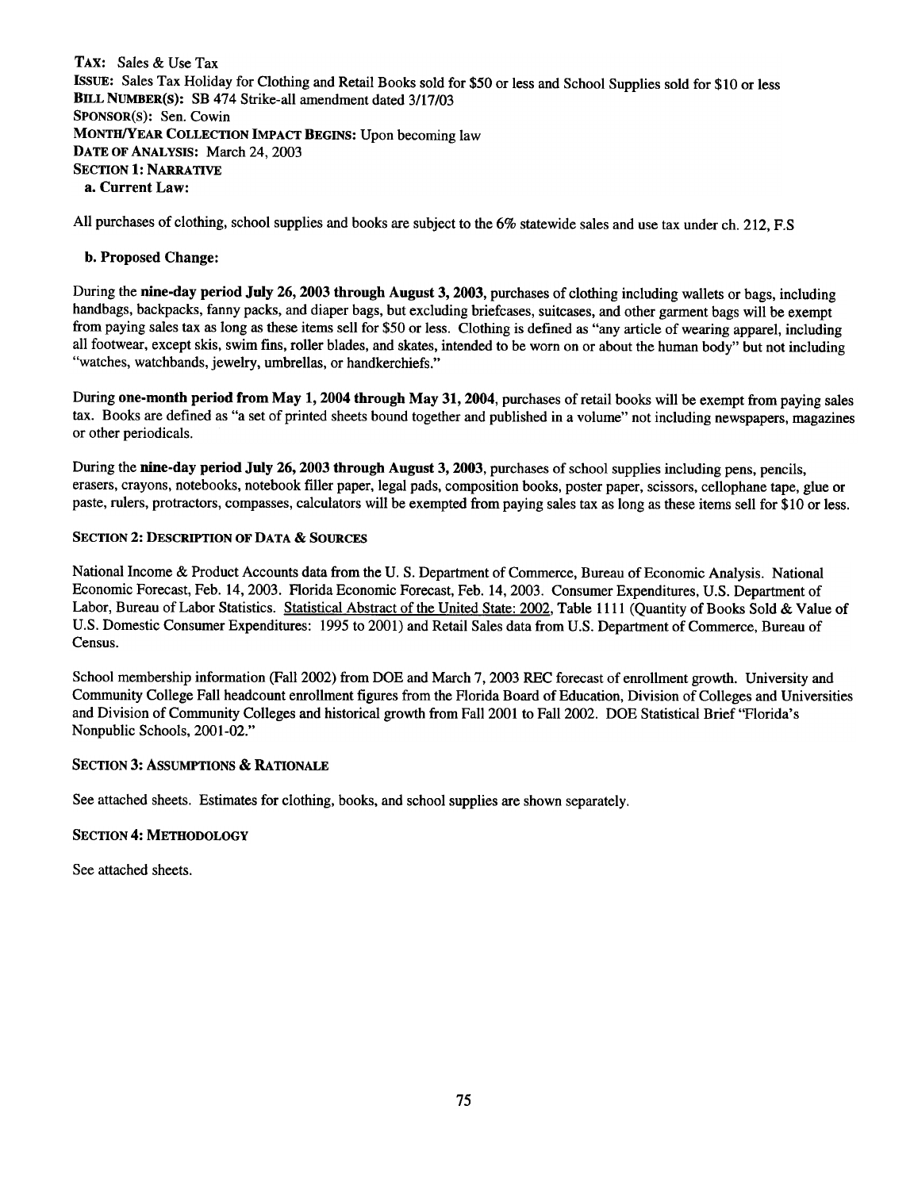**TAX:** Sales & Use Tax
**ISSUE:** Sales Tax Holiday for Clothing and Retail Books sold for $50 or less and School Supplies sold for $10 or less
**BILL NUMBER(S):** SB 474 Strike-all amendment dated 3/17/03
**SPONSOR(S):** Sen. Cowin
**MONTH/YEAR COLLECTION IMPACT BEGINS:** Upon becoming law
**DATE OF ANALYSIS:** March 24, 2003

## SECTION 1: NARRATIVE

### a. Current Law:

All purchases of clothing, school supplies and books are subject to the 6% statewide sales and use tax under ch. 212, F.S

### b. Proposed Change:

During the **nine-day period July 26, 2003 through August 3, 2003**, purchases of clothing including wallets or bags, including handbags, backpacks, fanny packs, and diaper bags, but excluding briefcases, suitcases, and other garment bags will be exempt from paying sales tax as long as these items sell for $50 or less. Clothing is defined as "any article of wearing apparel, including all footwear, except skis, swim fins, roller blades, and skates, intended to be worn on or about the human body" but not including "watches, watchbands, jewelry, umbrellas, or handkerchiefs."

During **one-month period from May 1, 2004 through May 31, 2004**, purchases of retail books will be exempt from paying sales tax. Books are defined as "a set of printed sheets bound together and published in a volume" not including newspapers, magazines or other periodicals.

During the **nine-day period July 26, 2003 through August 3, 2003**, purchases of school supplies including pens, pencils, erasers, crayons, notebooks, notebook filler paper, legal pads, composition books, poster paper, scissors, cellophane tape, glue or paste, rulers, protractors, compasses, calculators will be exempted from paying sales tax as long as these items sell for $10 or less.

## SECTION 2: DESCRIPTION OF DATA & SOURCES

National Income & Product Accounts data from the U. S. Department of Commerce, Bureau of Economic Analysis. National Economic Forecast, Feb. 14, 2003. Florida Economic Forecast, Feb. 14, 2003. Consumer Expenditures, U.S. Department of Labor, Bureau of Labor Statistics. Statistical Abstract of the United State: 2002, Table 1111 (Quantity of Books Sold & Value of U.S. Domestic Consumer Expenditures: 1995 to 2001) and Retail Sales data from U.S. Department of Commerce, Bureau of Census.

School membership information (Fall 2002) from DOE and March 7, 2003 REC forecast of enrollment growth. University and Community College Fall headcount enrollment figures from the Florida Board of Education, Division of Colleges and Universities and Division of Community Colleges and historical growth from Fall 2001 to Fall 2002. DOE Statistical Brief "Florida's Nonpublic Schools, 2001-02."

## SECTION 3: ASSUMPTIONS & RATIONALE

See attached sheets. Estimates for clothing, books, and school supplies are shown separately.

## SECTION 4: METHODOLOGY

See attached sheets.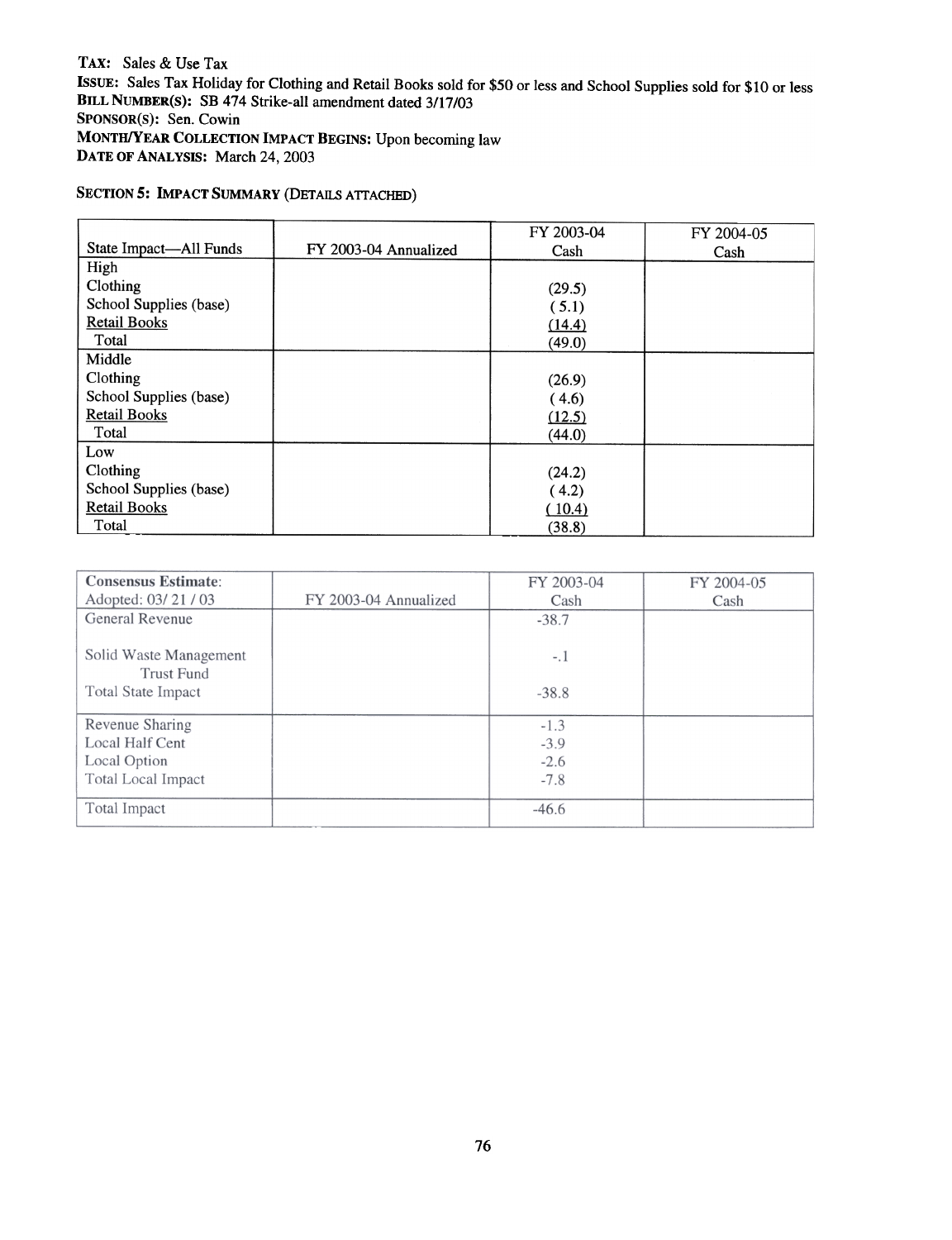**TAX:** Sales & Use Tax
**ISSUE:** Sales Tax Holiday for Clothing and Retail Books sold for $50 or less and School Supplies sold for $10 or less
**BILL NUMBER(S):** SB 474 Strike-all amendment dated 3/17/03
**SPONSOR(S):** Sen. Cowin
**MONTH/YEAR COLLECTION IMPACT BEGINS:** Upon becoming law
**DATE OF ANALYSIS:** March 24, 2003

## SECTION 5: IMPACT SUMMARY (DETAILS ATTACHED)

| State Impact—All Funds | FY 2003-04 Annualized | FY 2003-04 Cash | FY 2004-05 Cash |
|---|---|---|---|
| High | | | |
| Clothing | | (29.5) | |
| School Supplies (base) | | ( 5.1) | |
| Retail Books | | (14.4) | |
| Total | | (49.0) | |
| Middle | | | |
| Clothing | | (26.9) | |
| School Supplies (base) | | ( 4.6) | |
| Retail Books | | (12.5) | |
| Total | | (44.0) | |
| Low | | | |
| Clothing | | (24.2) | |
| School Supplies (base) | | ( 4.2) | |
| Retail Books | | ( 10.4) | |
| Total | | (38.8) | |

| Consensus Estimate: Adopted: 03/ 21 / 03 | FY 2003-04 Annualized | FY 2003-04 Cash | FY 2004-05 Cash |
|---|---|---|---|
| General Revenue | | -38.7 | |
| Solid Waste Management Trust Fund | | -.1 | |
| Total State Impact | | -38.8 | |
| Revenue Sharing | | -1.3 | |
| Local Half Cent | | -3.9 | |
| Local Option | | -2.6 | |
| Total Local Impact | | -7.8 | |
| Total Impact | | -46.6 | |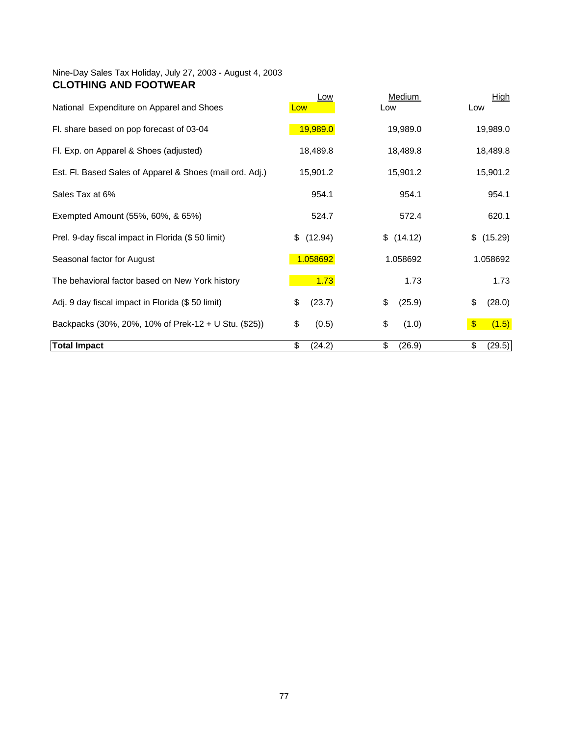Nine-Day Sales Tax Holiday, July 27, 2003 - August 4, 2003

**CLOTHING AND FOOTWEAR**

| | Low | Medium | High |
|---|---|---|---|
| National Expenditure on Apparel and Shoes | Low | Low | Low |
| Fl. share based on pop forecast of 03-04 | 19,989.0 | 19,989.0 | 19,989.0 |
| Fl. Exp. on Apparel & Shoes (adjusted) | 18,489.8 | 18,489.8 | 18,489.8 |
| Est. Fl. Based Sales of Apparel & Shoes (mail ord. Adj.) | 15,901.2 | 15,901.2 | 15,901.2 |
| Sales Tax at 6% | 954.1 | 954.1 | 954.1 |
| Exempted Amount (55%, 60%, & 65%) | 524.7 | 572.4 | 620.1 |
| Prel. 9-day fiscal impact in Florida ($ 50 limit) | $ (12.94) | $ (14.12) | $ (15.29) |
| Seasonal factor for August | 1.058692 | 1.058692 | 1.058692 |
| The behavioral factor based on New York history | 1.73 | 1.73 | 1.73 |
| Adj. 9 day fiscal impact in Florida ($ 50 limit) | $ (23.7) | $ (25.9) | $ (28.0) |
| Backpacks (30%, 20%, 10% of Prek-12 + U Stu. ($25)) | $ (0.5) | $ (1.0) | $ (1.5) |
| **Total Impact** | $ (24.2) | $ (26.9) | $ (29.5) |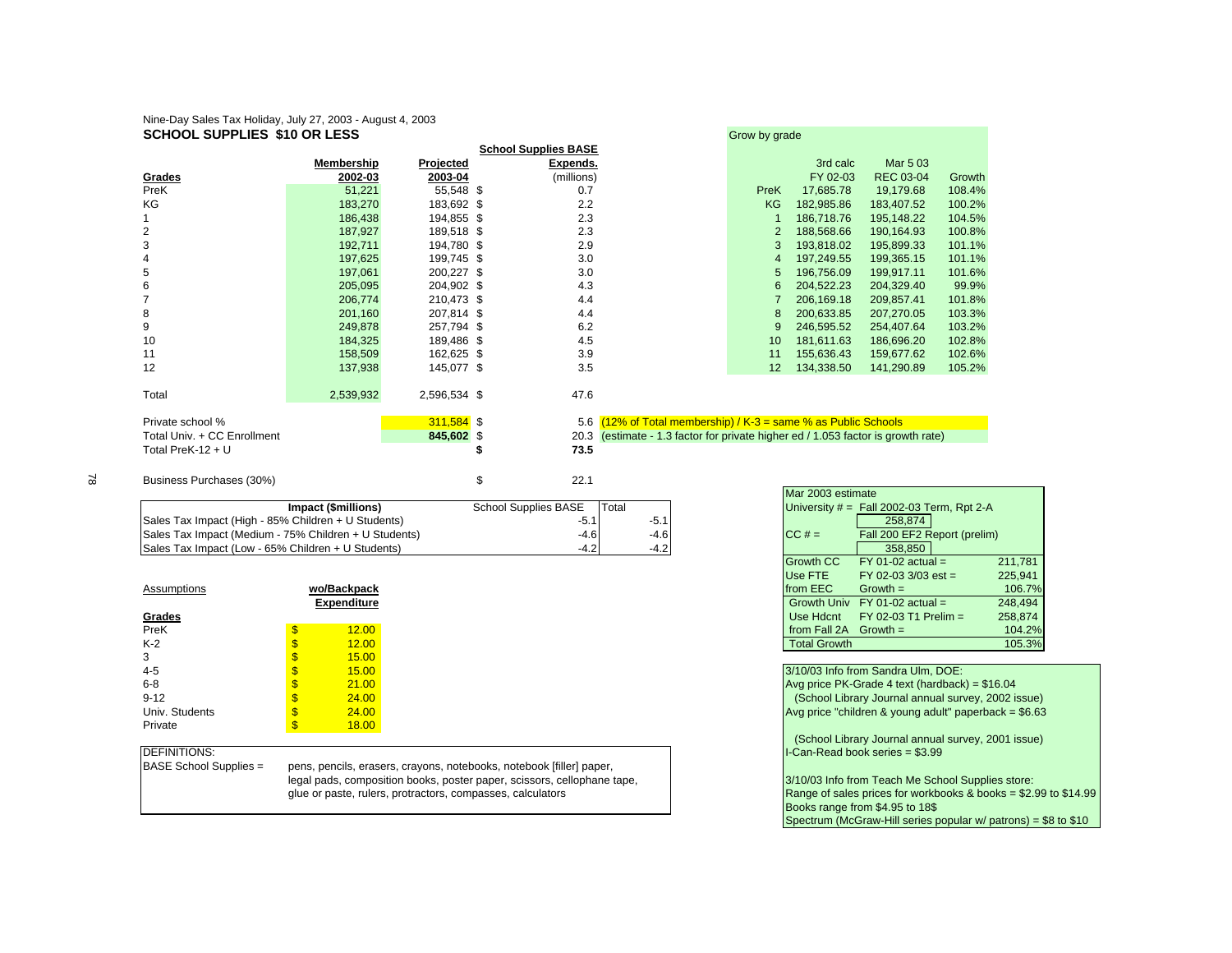Nine-Day Sales Tax Holiday, July 27, 2003 - August 4, 2003

**SCHOOL SUPPLIES $10 OR LESS**

| Grades | Membership 2002-03 | Projected 2003-04 | | School Supplies BASE Expends. (millions) |
|---|---|---|---|---|
| PreK | 51,221 | 55,548 | $ | 0.7 |
| KG | 183,270 | 183,692 | $ | 2.2 |
| 1 | 186,438 | 194,855 | $ | 2.3 |
| 2 | 187,927 | 189,518 | $ | 2.3 |
| 3 | 192,711 | 194,780 | $ | 2.9 |
| 4 | 197,625 | 199,745 | $ | 3.0 |
| 5 | 197,061 | 200,227 | $ | 3.0 |
| 6 | 205,095 | 204,902 | $ | 4.3 |
| 7 | 206,774 | 210,473 | $ | 4.4 |
| 8 | 201,160 | 207,814 | $ | 4.4 |
| 9 | 249,878 | 257,794 | $ | 6.2 |
| 10 | 184,325 | 189,486 | $ | 4.5 |
| 11 | 158,509 | 162,625 | $ | 3.9 |
| 12 | 137,938 | 145,077 | $ | 3.5 |
| Total | 2,539,932 | 2,596,534 | $ | 47.6 |
| Private school % | | 311,584 | $ | 5.6 (12% of Total membership) / K-3 = same % as Public Schools |
| Total Univ. + CC Enrollment | | 845,602 | $ | 20.3 (estimate - 1.3 factor for private higher ed / 1.053 factor is growth rate) |
| Total PreK-12 + U | | | **$** | **73.5** |
| Business Purchases (30%) | | | $ | 22.1 |

Grow by grade

| | 3rd calc FY 02-03 | Mar 5 03 REC 03-04 | Growth |
|---|---|---|---|
| PreK | 17,685.78 | 19,179.68 | 108.4% |
| KG | 182,985.86 | 183,407.52 | 100.2% |
| 1 | 186,718.76 | 195,148.22 | 104.5% |
| 2 | 188,568.66 | 190,164.93 | 100.8% |
| 3 | 193,818.02 | 195,899.33 | 101.1% |
| 4 | 197,249.55 | 199,365.15 | 101.1% |
| 5 | 196,756.09 | 199,917.11 | 101.6% |
| 6 | 204,522.23 | 204,329.40 | 99.9% |
| 7 | 206,169.18 | 209,857.41 | 101.8% |
| 8 | 200,633.85 | 207,270.05 | 103.3% |
| 9 | 246,595.52 | 254,407.64 | 103.2% |
| 10 | 181,611.63 | 186,696.20 | 102.8% |
| 11 | 155,636.43 | 159,677.62 | 102.6% |
| 12 | 134,338.50 | 141,290.89 | 105.2% |

| Impact ($millions) | School Supplies BASE | Total |
|---|---|---|
| Sales Tax Impact (High - 85% Children + U Students) | -5.1 | -5.1 |
| Sales Tax Impact (Medium - 75% Children + U Students) | -4.6 | -4.6 |
| Sales Tax Impact (Low - 65% Children + U Students) | -4.2 | -4.2 |

| Mar 2003 estimate | | |
|---|---|---|
| University # = | Fall 2002-03 Term, Rpt 2-A | |
| | 258,874 | |
| CC # = | Fall 200 EF2 Report (prelim) | |
| | 358,850 | |
| Growth CC | FY 01-02 actual = | 211,781 |
| Use FTE | FY 02-03 3/03 est = | 225,941 |
| from EEC | Growth = | 106.7% |
| Growth Univ | FY 01-02 actual = | 248,494 |
| Use Hdcnt | FY 02-03 T1 Prelim = | 258,874 |
| from Fall 2A | Growth = | 104.2% |
| Total Growth | | 105.3% |

| Assumptions | wo/Backpack Expenditure |
|---|---|
| **Grades** | |
| PreK | $ 12.00 |
| K-2 | $ 12.00 |
| 3 | $ 15.00 |
| 4-5 | $ 15.00 |
| 6-8 | $ 21.00 |
| 9-12 | $ 24.00 |
| Univ. Students | $ 24.00 |
| Private | $ 18.00 |

3/10/03 Info from Sandra Ulm, DOE:
Avg price PK-Grade 4 text (hardback) = $16.04
(School Library Journal annual survey, 2002 issue)
Avg price "children & young adult" paperback = $6.63
(School Library Journal annual survey, 2001 issue)
I-Can-Read book series = $3.99

3/10/03 Info from Teach Me School Supplies store:
Range of sales prices for workbooks & books = $2.99 to $14.99
Books range from $4.95 to 18$
Spectrum (McGraw-Hill series popular w/ patrons) = $8 to $10

DEFINITIONS:

BASE School Supplies = pens, pencils, erasers, crayons, notebooks, notebook [filler] paper, legal pads, composition books, poster paper, scissors, cellophane tape, glue or paste, rulers, protractors, compasses, calculators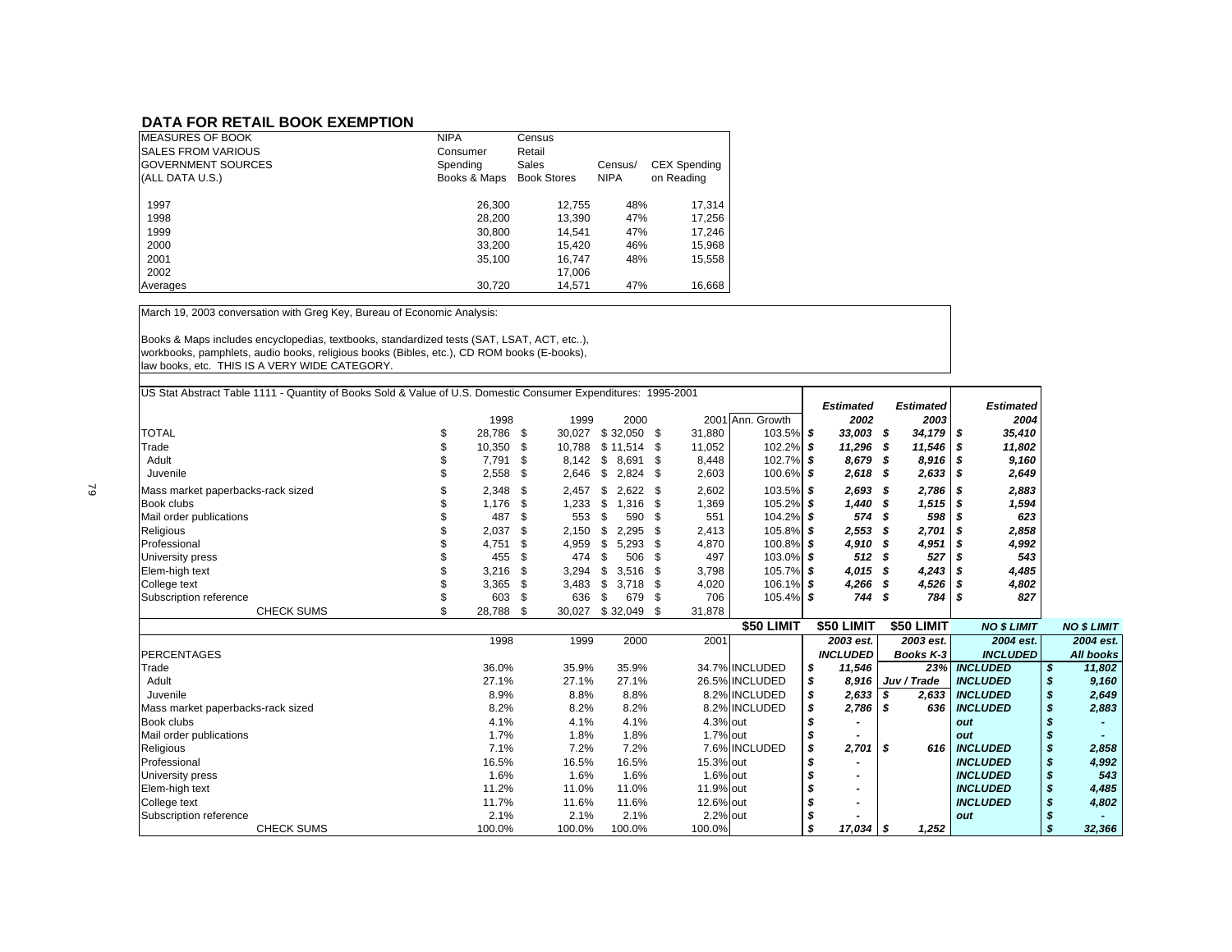## DATA FOR RETAIL BOOK EXEMPTION

| MEASURES OF BOOK SALES FROM VARIOUS GOVERNMENT SOURCES (ALL DATA U.S.) | NIPA Consumer Spending Books & Maps | Census Retail Sales Book Stores | Census/ NIPA | CEX Spending on Reading |
|---|---|---|---|---|
| 1997 | 26,300 | 12,755 | 48% | 17,314 |
| 1998 | 28,200 | 13,390 | 47% | 17,256 |
| 1999 | 30,800 | 14,541 | 47% | 17,246 |
| 2000 | 33,200 | 15,420 | 46% | 15,968 |
| 2001 | 35,100 | 16,747 | 48% | 15,558 |
| 2002 | | 17,006 | | |
| Averages | 30,720 | 14,571 | 47% | 16,668 |

March 19, 2003 conversation with Greg Key, Bureau of Economic Analysis:

Books & Maps includes encyclopedias, textbooks, standardized tests (SAT, LSAT, ACT, etc..), workbooks, pamphlets, audio books, religious books (Bibles, etc.), CD ROM books (E-books), law books, etc. THIS IS A VERY WIDE CATEGORY.

US Stat Abstract Table 1111 - Quantity of Books Sold & Value of U.S. Domestic Consumer Expenditures: 1995-2001

| | 1998 | 1999 | 2000 | 2001 | Ann. Growth | *Estimated 2002* | *Estimated 2003* | *Estimated 2004* |
|---|---|---|---|---|---|---|---|---|
| TOTAL | $ 28,786 | $ 30,027 | $ 32,050 | $ 31,880 | 103.5% | ***$ 33,003*** | ***$ 34,179*** | ***$ 35,410*** |
| Trade | $ 10,350 | $ 10,788 | $ 11,514 | $ 11,052 | 102.2% | ***$ 11,296*** | ***$ 11,546*** | ***$ 11,802*** |
| Adult | $ 7,791 | $ 8,142 | $ 8,691 | $ 8,448 | 102.7% | ***$ 8,679*** | ***$ 8,916*** | ***$ 9,160*** |
| Juvenile | $ 2,558 | $ 2,646 | $ 2,824 | $ 2,603 | 100.6% | ***$ 2,618*** | ***$ 2,633*** | ***$ 2,649*** |
| Mass market paperbacks-rack sized | $ 2,348 | $ 2,457 | $ 2,622 | $ 2,602 | 103.5% | ***$ 2,693*** | ***$ 2,786*** | ***$ 2,883*** |
| Book clubs | $ 1,176 | $ 1,233 | $ 1,316 | $ 1,369 | 105.2% | ***$ 1,440*** | ***$ 1,515*** | ***$ 1,594*** |
| Mail order publications | $ 487 | $ 553 | $ 590 | $ 551 | 104.2% | ***$ 574*** | ***$ 598*** | ***$ 623*** |
| Religious | $ 2,037 | $ 2,150 | $ 2,295 | $ 2,413 | 105.8% | ***$ 2,553*** | ***$ 2,701*** | ***$ 2,858*** |
| Professional | $ 4,751 | $ 4,959 | $ 5,293 | $ 4,870 | 100.8% | ***$ 4,910*** | ***$ 4,951*** | ***$ 4,992*** |
| University press | $ 455 | $ 474 | $ 506 | $ 497 | 103.0% | ***$ 512*** | ***$ 527*** | ***$ 543*** |
| Elem-high text | $ 3,216 | $ 3,294 | $ 3,516 | $ 3,798 | 105.7% | ***$ 4,015*** | ***$ 4,243*** | ***$ 4,485*** |
| College text | $ 3,365 | $ 3,483 | $ 3,718 | $ 4,020 | 106.1% | ***$ 4,266*** | ***$ 4,526*** | ***$ 4,802*** |
| Subscription reference | $ 603 | $ 636 | $ 679 | $ 706 | 105.4% | ***$ 744*** | ***$ 784*** | ***$ 827*** |
| CHECK SUMS | $ 28,788 | $ 30,027 | $ 32,049 | $ 31,878 | | | | |

| | 1998 | 1999 | 2000 | 2001 | **$50 LIMIT** | **$50 LIMIT** *2003 est.* ***INCLUDED*** | **$50 LIMIT** *2003 est.* ***Books K-3*** | ***NO $ LIMIT*** *2004 est.* ***INCLUDED*** | ***NO $ LIMIT*** *2004 est.* ***All books*** |
|---|---|---|---|---|---|---|---|---|---|
| PERCENTAGES | | | | | | | | | |
| Trade | 36.0% | 35.9% | 35.9% | 34.7% | INCLUDED | ***$ 11,546*** | ***23%*** | ***INCLUDED*** | ***$ 11,802*** |
| Adult | 27.1% | 27.1% | 27.1% | 26.5% | INCLUDED | ***$ 8,916*** | ***Juv / Trade*** | ***INCLUDED*** | ***$ 9,160*** |
| Juvenile | 8.9% | 8.8% | 8.8% | 8.2% | INCLUDED | ***$ 2,633*** | ***$ 2,633*** | ***INCLUDED*** | ***$ 2,649*** |
| Mass market paperbacks-rack sized | 8.2% | 8.2% | 8.2% | 8.2% | INCLUDED | ***$ 2,786*** | ***$ 636*** | ***INCLUDED*** | ***$ 2,883*** |
| Book clubs | 4.1% | 4.1% | 4.1% | 4.3% | out | ***$ -*** | | ***out*** | ***$ -*** |
| Mail order publications | 1.7% | 1.8% | 1.8% | 1.7% | out | ***$ -*** | | ***out*** | ***$ -*** |
| Religious | 7.1% | 7.2% | 7.2% | 7.6% | INCLUDED | ***$ 2,701*** | ***$ 616*** | ***INCLUDED*** | ***$ 2,858*** |
| Professional | 16.5% | 16.5% | 16.5% | 15.3% | out | ***$ -*** | | ***INCLUDED*** | ***$ 4,992*** |
| University press | 1.6% | 1.6% | 1.6% | 1.6% | out | ***$ -*** | | ***INCLUDED*** | ***$ 543*** |
| Elem-high text | 11.2% | 11.0% | 11.0% | 11.9% | out | ***$ -*** | | ***INCLUDED*** | ***$ 4,485*** |
| College text | 11.7% | 11.6% | 11.6% | 12.6% | out | ***$ -*** | | ***INCLUDED*** | ***$ 4,802*** |
| Subscription reference | 2.1% | 2.1% | 2.1% | 2.2% | out | ***$ -*** | | ***out*** | ***$ -*** |
| CHECK SUMS | 100.0% | 100.0% | 100.0% | 100.0% | | ***$ 17,034*** | ***$ 1,252*** | | ***$ 32,366*** |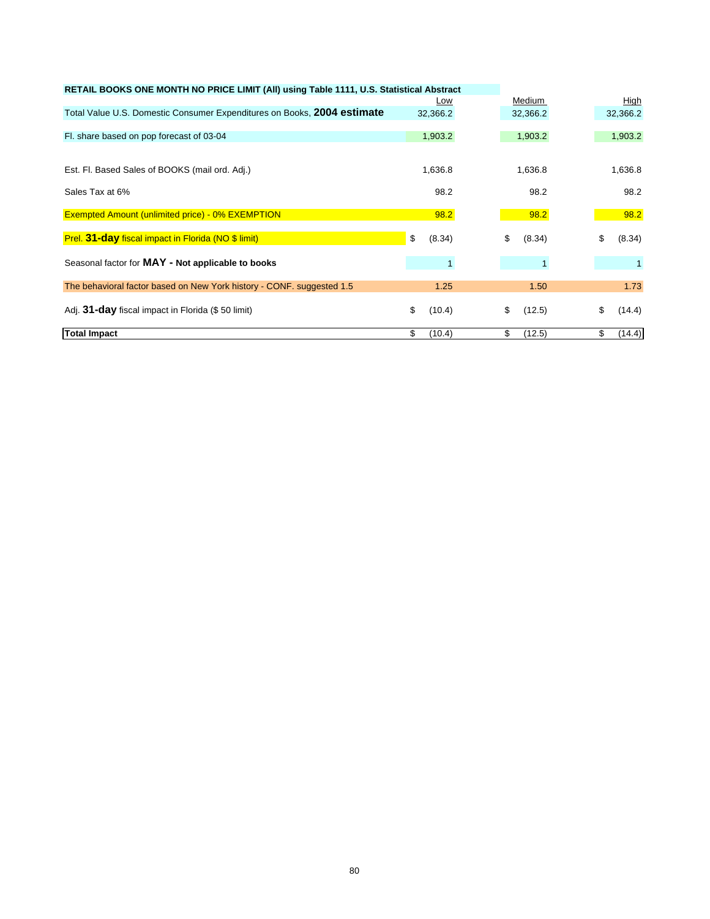| RETAIL BOOKS ONE MONTH NO PRICE LIMIT (All) using Table 1111, U.S. Statistical Abstract | Low | Medium | High |
|---|---|---|---|
| Total Value U.S. Domestic Consumer Expenditures on Books, **2004 estimate** | 32,366.2 | 32,366.2 | 32,366.2 |
| Fl. share based on pop forecast of 03-04 | 1,903.2 | 1,903.2 | 1,903.2 |
| Est. Fl. Based Sales of BOOKS (mail ord. Adj.) | 1,636.8 | 1,636.8 | 1,636.8 |
| Sales Tax at 6% | 98.2 | 98.2 | 98.2 |
| Exempted Amount (unlimited price) - 0% EXEMPTION | 98.2 | 98.2 | 98.2 |
| Prel. **31-day** fiscal impact in Florida (NO $ limit) | $ (8.34) | $ (8.34) | $ (8.34) |
| Seasonal factor for **MAY - Not applicable to books** | 1 | 1 | 1 |
| The behavioral factor based on New York history - CONF. suggested 1.5 | 1.25 | 1.50 | 1.73 |
| Adj. **31-day** fiscal impact in Florida ($ 50 limit) | $ (10.4) | $ (12.5) | $ (14.4) |
| **Total Impact** | $ (10.4) | $ (12.5) | $ (14.4) |